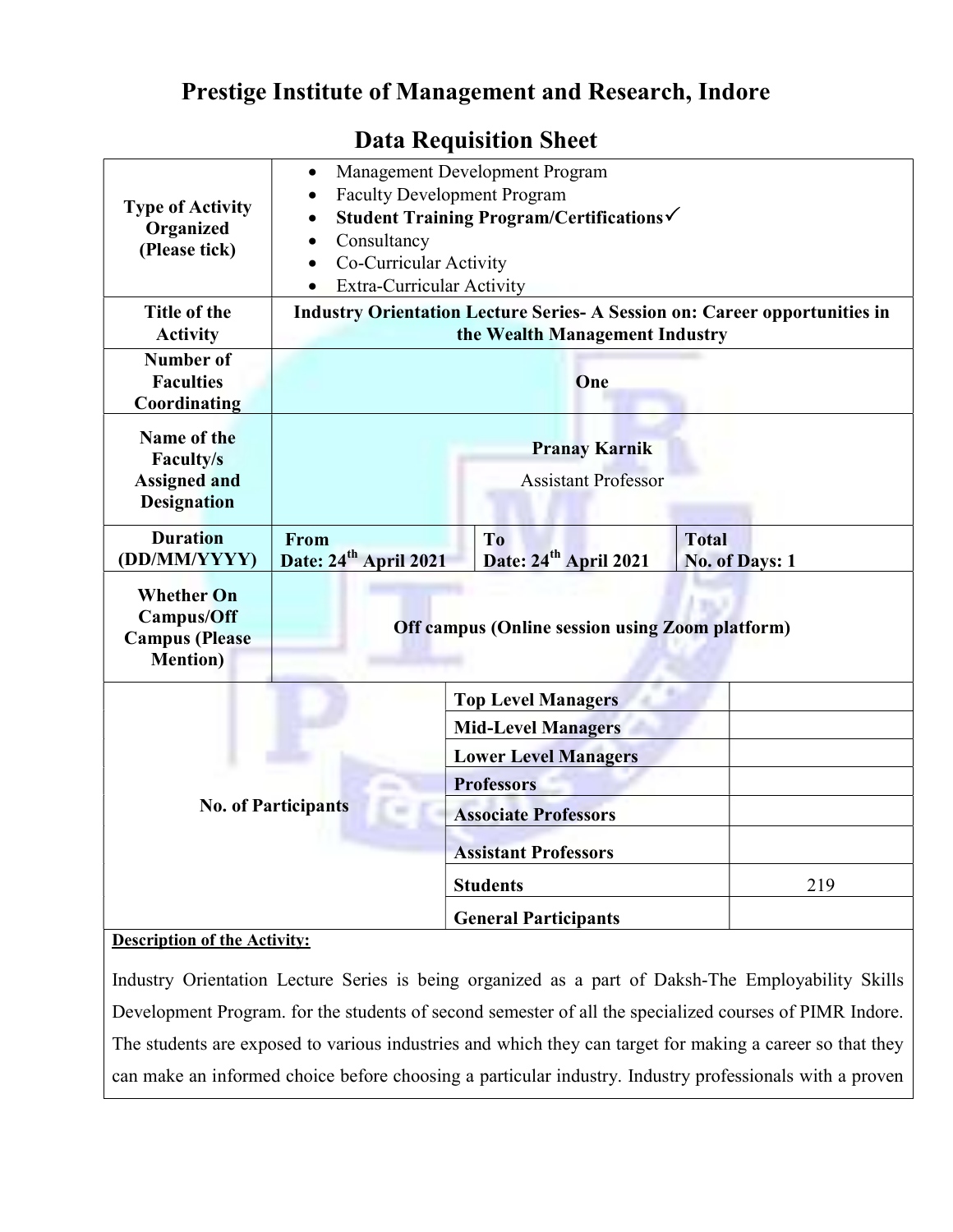# Prestige Institute of Management and Research, Indore

## Data Requisition Sheet

| Type of Activity Organized (Please tick) | • Management Development Program<br>• Faculty Development Program<br>• **Student Training Program/Certifications✓**<br>• Consultancy<br>• Co-Curricular Activity<br>• Extra-Curricular Activity | | |
|---|---|---|---|
| **Title of the Activity** | **Industry Orientation Lecture Series- A Session on: Career opportunities in the Wealth Management Industry** | | |
| **Number of Faculties Coordinating** | **One** | | |
| **Name of the Faculty/s Assigned and Designation** | **Pranay Karnik**<br>Assistant Professor | | |
| **Duration (DD/MM/YYYY)** | **From Date: 24th April 2021** | **To Date: 24th April 2021** | **Total No. of Days: 1** |
| **Whether On Campus/Off Campus (Please Mention)** | **Off campus (Online session using Zoom platform)** | | |

| **No. of Participants** | | |
|---|---|---|
| | **Top Level Managers** | |
| | **Mid-Level Managers** | |
| | **Lower Level Managers** | |
| | **Professors** | |
| | **Associate Professors** | |
| | **Assistant Professors** | |
| | **Students** | 219 |
| | **General Participants** | |

**Description of the Activity:**

Industry Orientation Lecture Series is being organized as a part of Daksh-The Employability Skills Development Program. for the students of second semester of all the specialized courses of PIMR Indore. The students are exposed to various industries and which they can target for making a career so that they can make an informed choice before choosing a particular industry. Industry professionals with a proven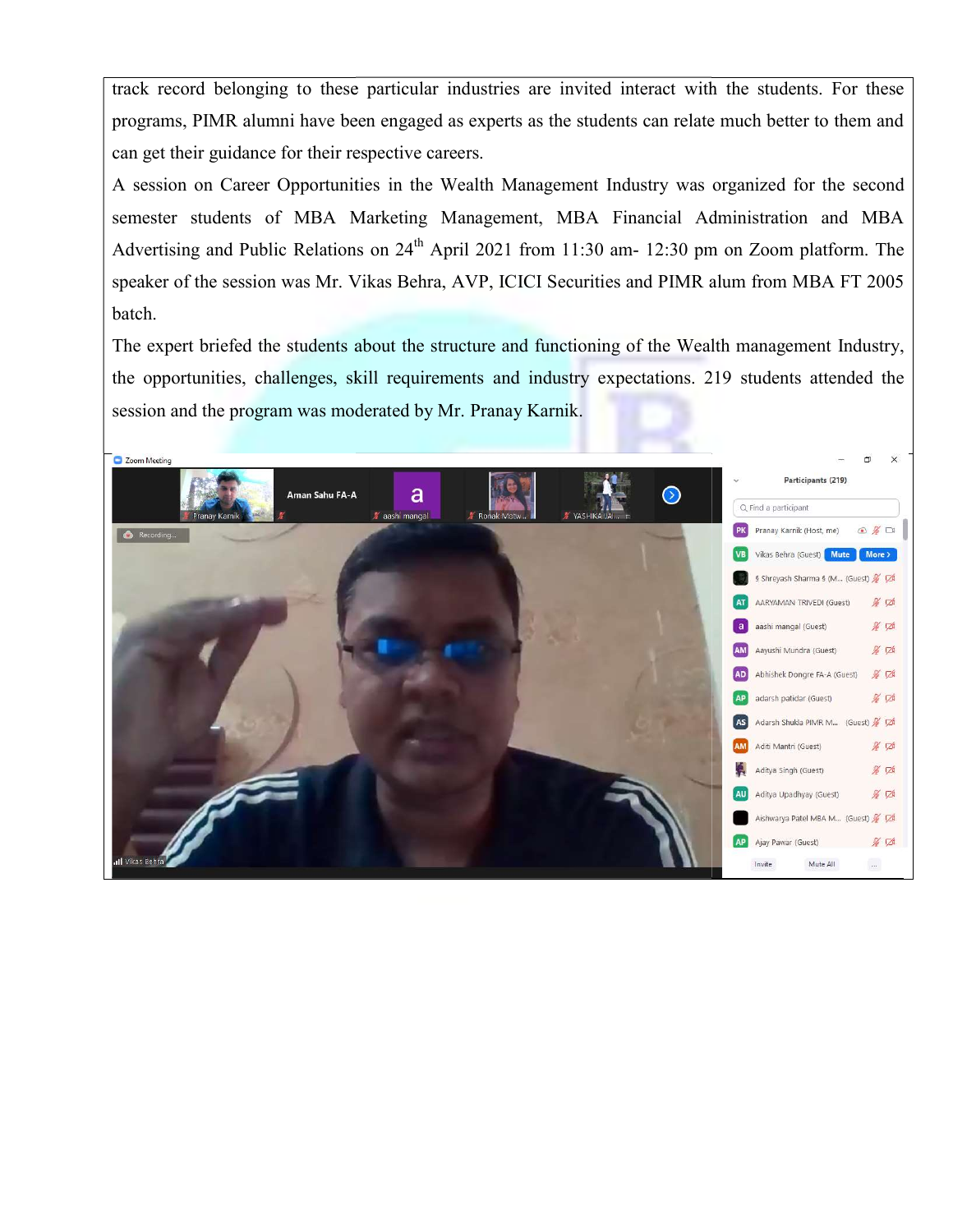track record belonging to these particular industries are invited interact with the students. For these programs, PIMR alumni have been engaged as experts as the students can relate much better to them and can get their guidance for their respective careers.

A session on Career Opportunities in the Wealth Management Industry was organized for the second semester students of MBA Marketing Management, MBA Financial Administration and MBA Advertising and Public Relations on 24th April 2021 from 11:30 am- 12:30 pm on Zoom platform. The speaker of the session was Mr. Vikas Behra, AVP, ICICI Securities and PIMR alum from MBA FT 2005 batch.

The expert briefed the students about the structure and functioning of the Wealth management Industry, the opportunities, challenges, skill requirements and industry expectations. 219 students attended the session and the program was moderated by Mr. Pranay Karnik.